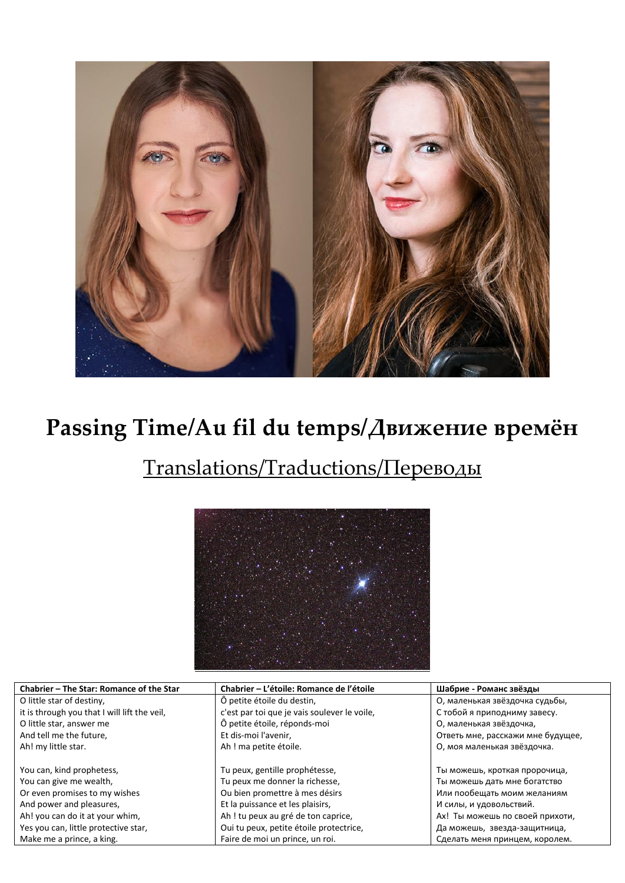# Passing Time/Au fil du temps/Движение времён

## Translations/Traductions/Переводы

| Chabrier – The Star: Romance of the Star | Chabrier – L'étoile: Romance de l'étoile | Шабрие - Романс звёзды |
|---|---|---|
| O little star of destiny,<br>it is through you that I will lift the veil,<br>O little star, answer me<br>And tell me the future,<br>Ah! my little star.<br><br>You can, kind prophetess,<br>You can give me wealth,<br>Or even promises to my wishes<br>And power and pleasures,<br>Ah! you can do it at your whim,<br>Yes you can, little protective star,<br>Make me a prince, a king. | Ô petite étoile du destin,<br>c'est par toi que je vais soulever le voile,<br>Ô petite étoile, réponds-moi<br>Et dis-moi l'avenir,<br>Ah ! ma petite étoile.<br><br>Tu peux, gentille prophétesse,<br>Tu peux me donner la richesse,<br>Ou bien promettre à mes désirs<br>Et la puissance et les plaisirs,<br>Ah ! tu peux au gré de ton caprice,<br>Oui tu peux, petite étoile protectrice,<br>Faire de moi un prince, un roi. | О, маленькая звёздочка судьбы,<br>С тобой я приподниму завесу.<br>О, маленькая звёздочка,<br>Ответь мне, расскажи мне будущее,<br>О, моя маленькая звёздочка.<br><br>Ты можешь, кроткая пророчица,<br>Ты можешь дать мне богатство<br>Или пообещать моим желаниям<br>И силы, и удовольствий.<br>Ах! Ты можешь по своей прихоти,<br>Да можешь, звезда-защитница,<br>Сделать меня принцем, королем. |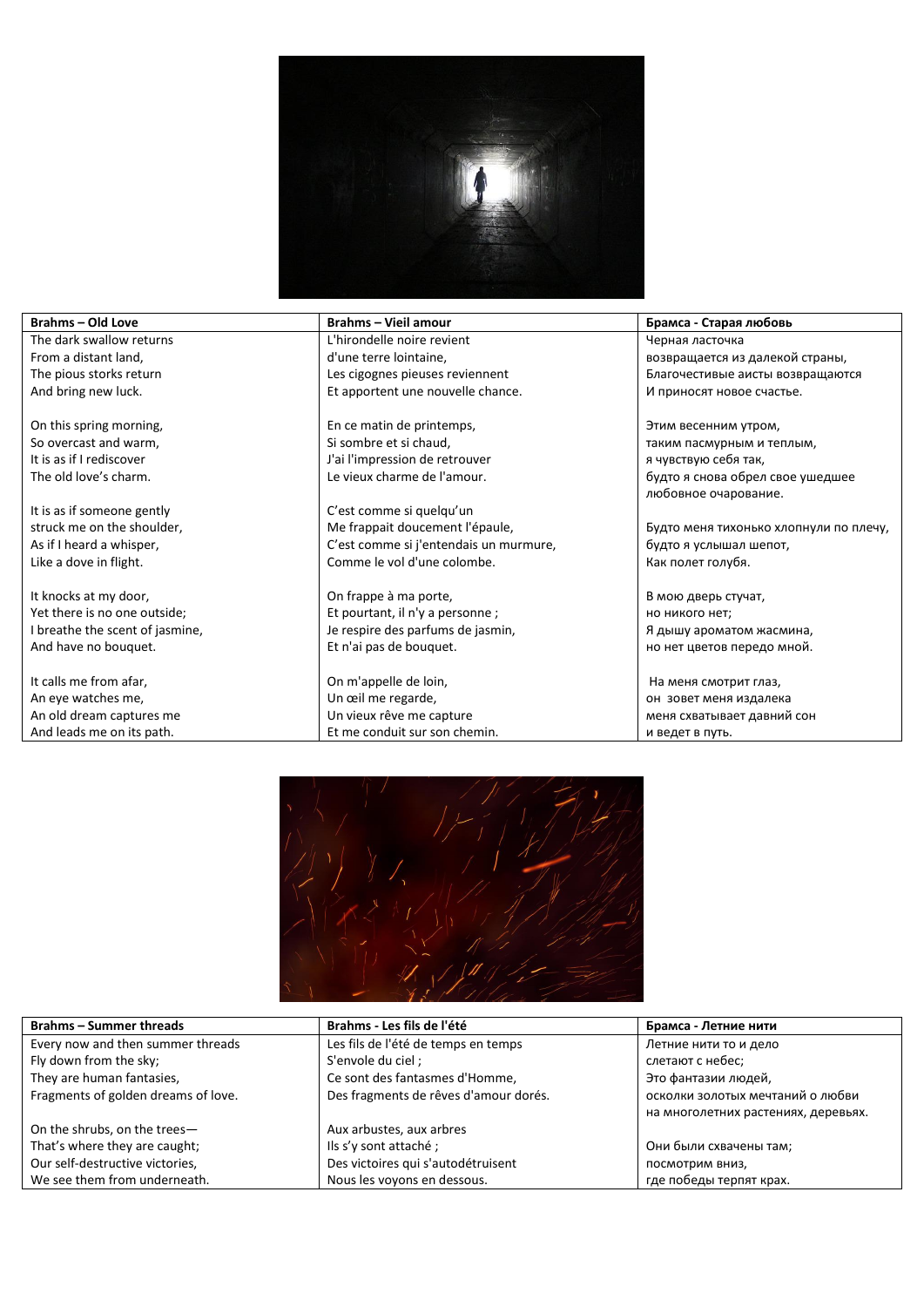| Brahms – Old Love | Brahms – Vieil amour | Брамса - Старая любовь |
|---|---|---|
| The dark swallow returns | L'hirondelle noire revient | Черная ласточка |
| From a distant land, | d'une terre lointaine, | возвращается из далекой страны, |
| The pious storks return | Les cigognes pieuses reviennent | Благочестивые аисты возвращаются |
| And bring new luck. | Et apportent une nouvelle chance. | И приносят новое счастье. |
| | | |
| On this spring morning, | En ce matin de printemps, | Этим весенним утром, |
| So overcast and warm, | Si sombre et si chaud, | таким пасмурным и теплым, |
| It is as if I rediscover | J'ai l'impression de retrouver | я чувствую себя так, |
| The old love's charm. | Le vieux charme de l'amour. | будто я снова обрел свое ушедшее любовное очарование. |
| It is as if someone gently | C'est comme si quelqu'un | |
| struck me on the shoulder, | Me frappait doucement l'épaule, | Будто меня тихонько хлопнули по плечу, |
| As if I heard a whisper, | C'est comme si j'entendais un murmure, | будто я услышал шепот, |
| Like a dove in flight. | Comme le vol d'une colombe. | Как полет голубя. |
| | | |
| It knocks at my door, | On frappe à ma porte, | В мою дверь стучат, |
| Yet there is no one outside; | Et pourtant, il n'y a personne ; | но никого нет; |
| I breathe the scent of jasmine, | Je respire des parfums de jasmin, | Я дышу ароматом жасмина, |
| And have no bouquet. | Et n'ai pas de bouquet. | но нет цветов передо мной. |
| | | |
| It calls me from afar, | On m'appelle de loin, | На меня смотрит глаз, |
| An eye watches me, | Un œil me regarde, | он зовет меня издалека |
| An old dream captures me | Un vieux rêve me capture | меня схватывает давний сон |
| And leads me on its path. | Et me conduit sur son chemin. | и ведет в путь. |

| Brahms – Summer threads | Brahms - Les fils de l'été | Брамса - Летние нити |
|---|---|---|
| Every now and then summer threads | Les fils de l'été de temps en temps | Летние нити то и дело |
| Fly down from the sky; | S'envole du ciel ; | слетают с небес; |
| They are human fantasies, | Ce sont des fantasmes d'Homme, | Это фантазии людей, |
| Fragments of golden dreams of love. | Des fragments de rêves d'amour dorés. | осколки золотых мечтаний о любви на многолетних растениях, деревьях. |
| | | |
| On the shrubs, on the trees— | Aux arbustes, aux arbres | |
| That's where they are caught; | Ils s'y sont attaché ; | Они были схвачены там; |
| Our self-destructive victories, | Des victoires qui s'autodétruisent | посмотрим вниз, |
| We see them from underneath. | Nous les voyons en dessous. | где победы терпят крах. |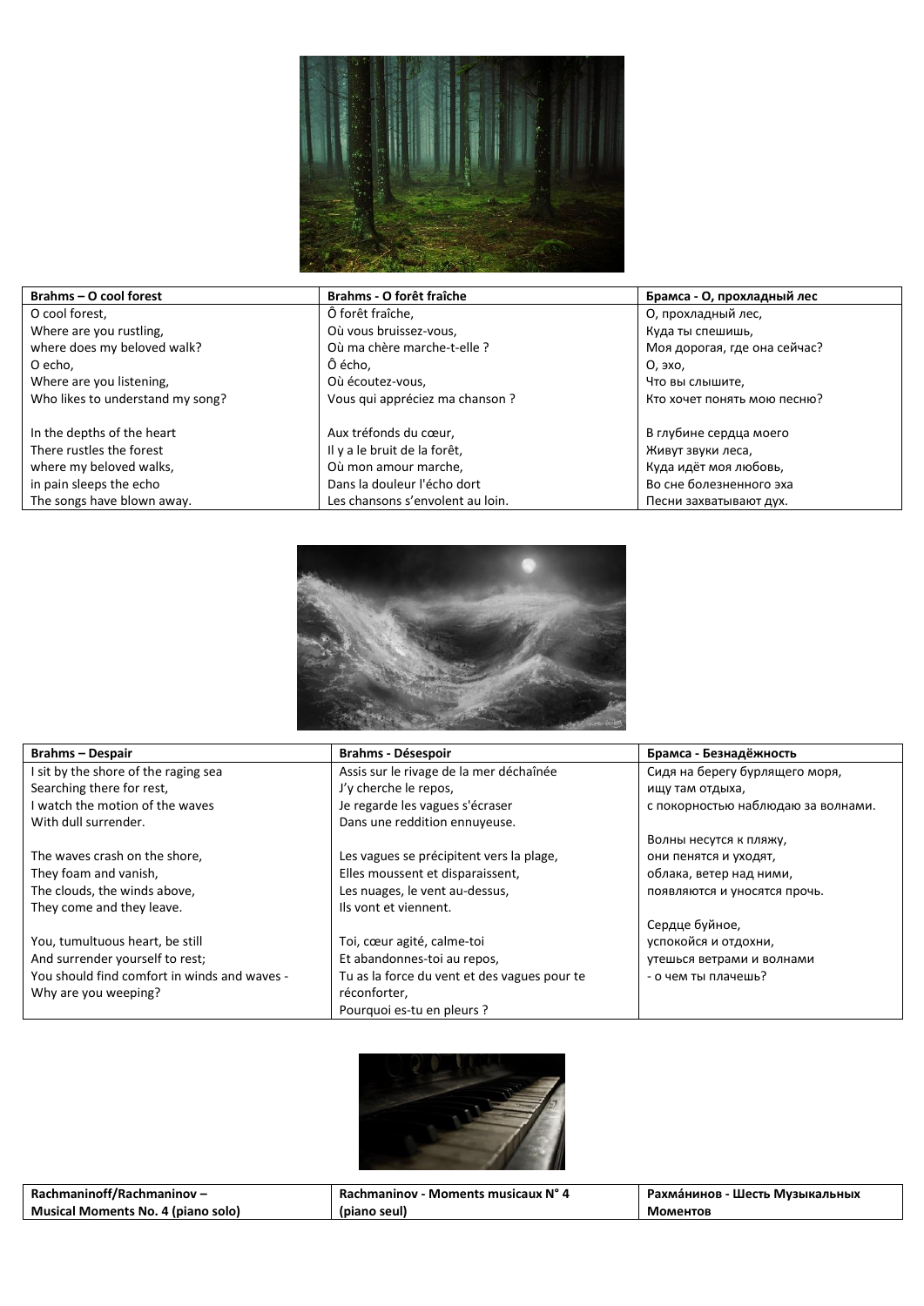| Brahms – O cool forest | Brahms - O forêt fraîche | Брамса - О, прохладный лес |
|---|---|---|
| O cool forest, | Ô forêt fraîche, | О, прохладный лес, |
| Where are you rustling, | Où vous bruissez-vous, | Куда ты спешишь, |
| where does my beloved walk? | Où ma chère marche-t-elle ? | Моя дорогая, где она сейчас? |
| O echo, | Ô écho, | О, эхо, |
| Where are you listening, | Où écoutez-vous, | Что вы слышите, |
| Who likes to understand my song? | Vous qui appréciez ma chanson ? | Кто хочет понять мою песню? |
| | | |
| In the depths of the heart | Aux tréfonds du cœur, | В глубине сердца моего |
| There rustles the forest | Il y a le bruit de la forêt, | Живут звуки леса, |
| where my beloved walks, | Où mon amour marche, | Куда идёт моя любовь, |
| in pain sleeps the echo | Dans la douleur l'écho dort | Во сне болезненного эха |
| The songs have blown away. | Les chansons s'envolent au loin. | Песни захватывают дух. |

| Brahms – Despair | Brahms - Désespoir | Брамса - Безнадёжность |
|---|---|---|
| I sit by the shore of the raging sea | Assis sur le rivage de la mer déchaînée | Сидя на берегу бурлящего моря, |
| Searching there for rest, | J'y cherche le repos, | ищу там отдыха, |
| I watch the motion of the waves | Je regarde les vagues s'écraser | с покорностью наблюдаю за волнами. |
| With dull surrender. | Dans une reddition ennuyeuse. | |
| | | Волны несутся к пляжу, |
| The waves crash on the shore, | Les vagues se précipitent vers la plage, | они пенятся и уходят, |
| They foam and vanish, | Elles moussent et disparaissent, | облака, ветер над ними, |
| The clouds, the winds above, | Les nuages, le vent au-dessus, | появляются и уносятся прочь. |
| They come and they leave. | Ils vont et viennent. | |
| | | Сердце буйное, |
| You, tumultuous heart, be still | Toi, cœur agité, calme-toi | успокойся и отдохни, |
| And surrender yourself to rest; | Et abandonnes-toi au repos, | утешься ветрами и волнами |
| You should find comfort in winds and waves - | Tu as la force du vent et des vagues pour te | - о чем ты плачешь? |
| Why are you weeping? | réconforter, | |
| | Pourquoi es-tu en pleurs ? | |

| Rachmaninoff/Rachmaninov – Musical Moments No. 4 (piano solo) | Rachmaninov - Moments musicaux N° 4 (piano seul) | Рахма́нинов - Шесть Музыкальных Моментов |
|---|---|---|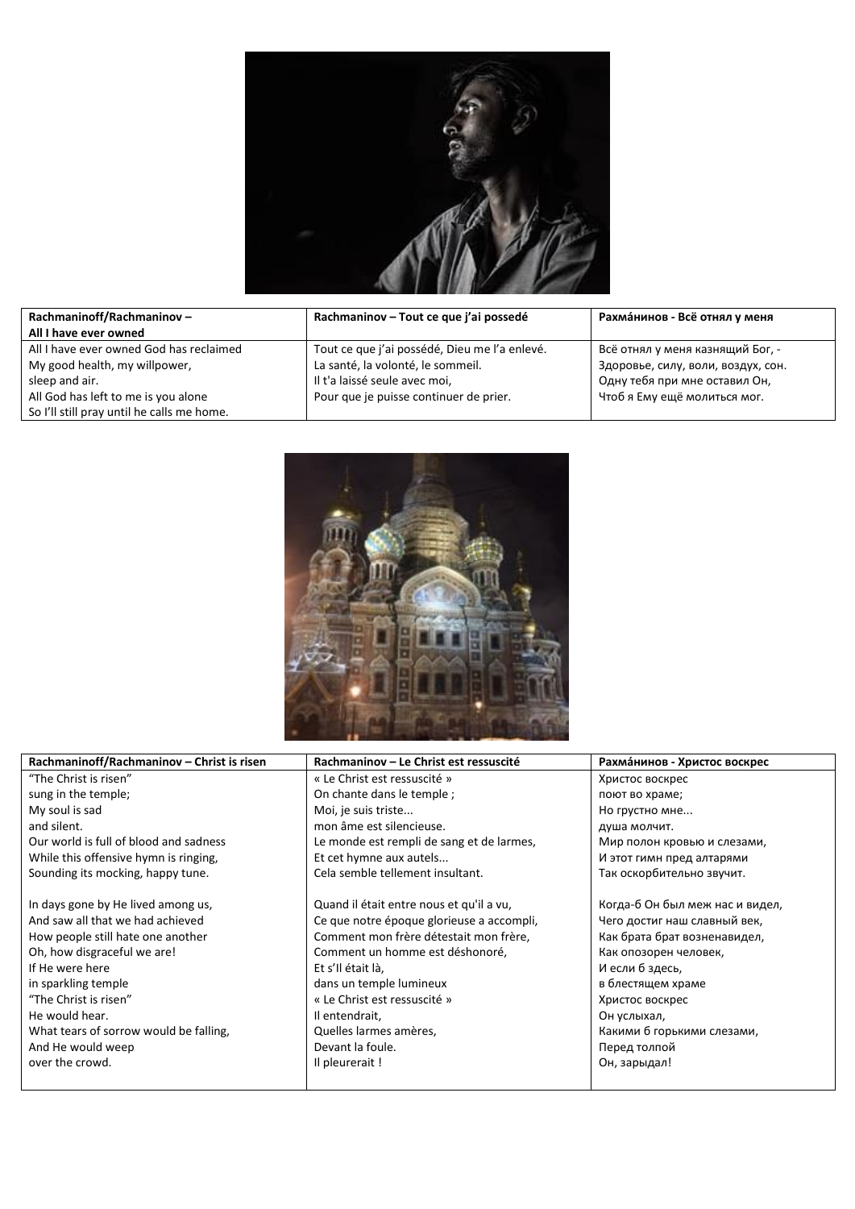| Rachmaninoff/Rachmaninov – All I have ever owned | Rachmaninov – Tout ce que j'ai possedé | Рахма́нинов - Всё отнял у меня |
|---|---|---|
| All I have ever owned God has reclaimed<br>My good health, my willpower,<br>sleep and air.<br>All God has left to me is you alone<br>So I'll still pray until he calls me home. | Tout ce que j'ai possédé, Dieu me l'a enlevé.<br>La santé, la volonté, le sommeil.<br>Il t'a laissé seule avec moi,<br>Pour que je puisse continuer de prier. | Всё отнял у меня казнящий Бог, -<br>Здоровье, силу, воли, воздух, сон.<br>Одну тебя при мне оставил Он,<br>Чтоб я Ему ещё молиться мог. |

| Rachmaninoff/Rachmaninov – Christ is risen | Rachmaninov – Le Christ est ressuscité | Рахма́нинов - Христос воскрес |
|---|---|---|
| "The Christ is risen"<br>sung in the temple;<br>My soul is sad<br>and silent.<br>Our world is full of blood and sadness<br>While this offensive hymn is ringing,<br>Sounding its mocking, happy tune.<br><br>In days gone by He lived among us,<br>And saw all that we had achieved<br>How people still hate one another<br>Oh, how disgraceful we are!<br>If He were here<br>in sparkling temple<br>"The Christ is risen"<br>He would hear.<br>What tears of sorrow would be falling,<br>And He would weep<br>over the crowd. | « Le Christ est ressuscité »<br>On chante dans le temple ;<br>Moi, je suis triste...<br>mon âme est silencieuse.<br>Le monde est rempli de sang et de larmes,<br>Et cet hymne aux autels...<br>Cela semble tellement insultant.<br><br>Quand il était entre nous et qu'il a vu,<br>Ce que notre époque glorieuse a accompli,<br>Comment mon frère détestait mon frère,<br>Comment un homme est déshonoré,<br>Et s'll était là,<br>dans un temple lumineux<br>« Le Christ est ressuscité »<br>Il entendrait,<br>Quelles larmes amères,<br>Devant la foule.<br>Il pleurerait ! | Христос воскрес<br>поют во храме;<br>Но грустно мне...<br>душа молчит.<br>Мир полон кровью и слезами,<br>И этот гимн пред алтарями<br>Так оскорбительно звучит.<br><br>Когда-б Он был меж нас и видел,<br>Чего достиг наш славный век,<br>Как брата брат возненавидел,<br>Как опозорен человек,<br>И если б здесь,<br>в блестящем храме<br>Христос воскрес<br>Он услыхал,<br>Какими б горькими слезами,<br>Перед толпой<br>Он, зарыдал! |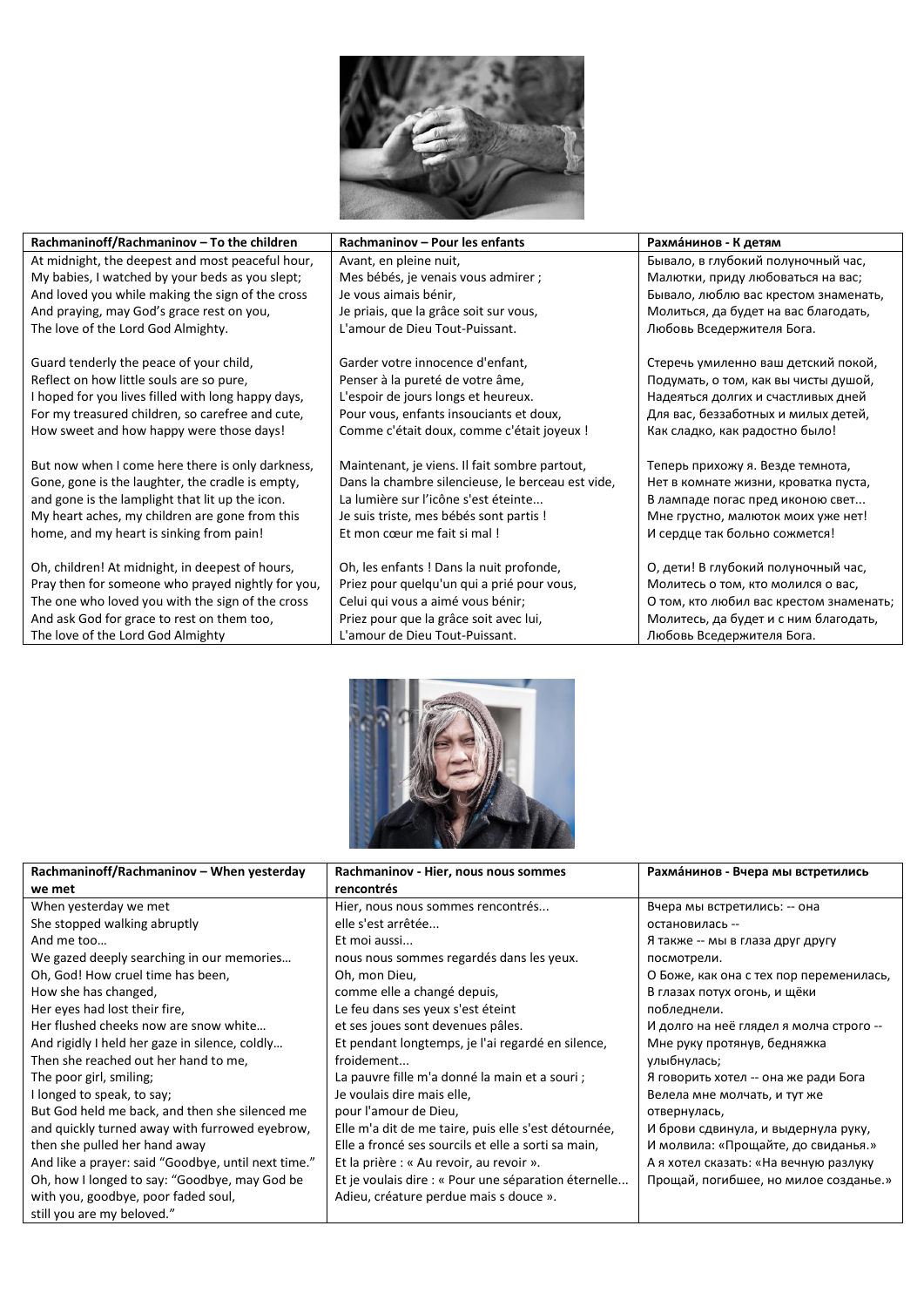| Rachmaninoff/Rachmaninov – To the children | Rachmaninov – Pour les enfants | Рахма́нинов - К детям |
|---|---|---|
| At midnight, the deepest and most peaceful hour,<br>My babies, I watched by your beds as you slept;<br>And loved you while making the sign of the cross<br>And praying, may God's grace rest on you,<br>The love of the Lord God Almighty. | Avant, en pleine nuit,<br>Mes bébés, je venais vous admirer ;<br>Je vous aimais bénir,<br>Je priais, que la grâce soit sur vous,<br>L'amour de Dieu Tout-Puissant. | Бывало, в глубокий полуночный час,<br>Малютки, приду любоваться на вас;<br>Бывало, люблю вас крестом знаменать,<br>Молиться, да будет на вас благодать,<br>Любовь Вседержителя Бога. |
| Guard tenderly the peace of your child,<br>Reflect on how little souls are so pure,<br>I hoped for you lives filled with long happy days,<br>For my treasured children, so carefree and cute,<br>How sweet and how happy were those days! | Garder votre innocence d'enfant,<br>Penser à la pureté de votre âme,<br>L'espoir de jours longs et heureux.<br>Pour vous, enfants insouciants et doux,<br>Comme c'était doux, comme c'était joyeux ! | Стеречь умиленно ваш детский покой,<br>Подумать, о том, как вы чисты душой,<br>Надеяться долгих и счастливых дней<br>Для вас, беззаботных и милых детей,<br>Как сладко, как радостно было! |
| But now when I come here there is only darkness,<br>Gone, gone is the laughter, the cradle is empty,<br>and gone is the lamplight that lit up the icon.<br>My heart aches, my children are gone from this home, and my heart is sinking from pain! | Maintenant, je viens. Il fait sombre partout,<br>Dans la chambre silencieuse, le berceau est vide,<br>La lumière sur l'icône s'est éteinte...<br>Je suis triste, mes bébés sont partis !<br>Et mon cœur me fait si mal ! | Теперь прихожу я. Везде темнота,<br>Нет в комнате жизни, кроватка пуста,<br>В лампаде погас пред иконою свет...<br>Мне грустно, малюток моих уже нет!<br>И сердце так больно сожмется! |
| Oh, children! At midnight, in deepest of hours,<br>Pray then for someone who prayed nightly for you,<br>The one who loved you with the sign of the cross<br>And ask God for grace to rest on them too,<br>The love of the Lord God Almighty | Oh, les enfants ! Dans la nuit profonde,<br>Priez pour quelqu'un qui a prié pour vous,<br>Celui qui vous a aimé vous bénir;<br>Priez pour que la grâce soit avec lui,<br>L'amour de Dieu Tout-Puissant. | О, дети! В глубокий полуночный час,<br>Молитесь о том, кто молился о вас,<br>О том, кто любил вас крестом знаменать;<br>Молитесь, да будет и с ним благодать,<br>Любовь Вседержителя Бога. |

| Rachmaninoff/Rachmaninov – When yesterday we met | Rachmaninov - Hier, nous nous sommes rencontrés | Рахма́нинов - Вчера мы встретились |
|---|---|---|
| When yesterday we met<br>She stopped walking abruptly<br>And me too…<br>We gazed deeply searching in our memories…<br>Oh, God! How cruel time has been,<br>How she has changed,<br>Her eyes had lost their fire,<br>Her flushed cheeks now are snow white…<br>And rigidly I held her gaze in silence, coldly…<br>Then she reached out her hand to me,<br>The poor girl, smiling;<br>I longed to speak, to say;<br>But God held me back, and then she silenced me<br>and quickly turned away with furrowed eyebrow,<br>then she pulled her hand away<br>And like a prayer: said "Goodbye, until next time."<br>Oh, how I longed to say: "Goodbye, may God be with you, goodbye, poor faded soul,<br>still you are my beloved." | Hier, nous nous sommes rencontrés...<br>elle s'est arrêtée...<br>Et moi aussi...<br>nous nous sommes regardés dans les yeux.<br>Oh, mon Dieu,<br>comme elle a changé depuis,<br>Le feu dans ses yeux s'est éteint<br>et ses joues sont devenues pâles.<br>Et pendant longtemps, je l'ai regardé en silence, froidement...<br>La pauvre fille m'a donné la main et a souri ;<br>Je voulais dire mais elle,<br>pour l'amour de Dieu,<br>Elle m'a dit de me taire, puis elle s'est détournée,<br>Elle a froncé ses sourcils et elle a sorti sa main,<br>Et la prière : « Au revoir, au revoir ».<br>Et je voulais dire : « Pour une séparation éternelle...<br>Adieu, créature perdue mais s douce ». | Вчера мы встретились: -- она остановилась --<br>Я также -- мы в глаза друг другу посмотрели.<br>О Боже, как она с тех пор переменилась,<br>В глазах потух огонь, и щёки побледнели.<br>И долго на неё глядел я молча строго --<br>Мне руку протянув, бедняжка улыбнулась;<br>Я говорить хотел -- она же ради Бога<br>Велела мне молчать, и тут же отвернулась,<br>И брови сдвинула, и выдернула руку,<br>И молвила: «Прощайте, до свиданья.»<br>А я хотел сказать: «На вечную разлуку<br>Прощай, погибшее, но милое созданье.» |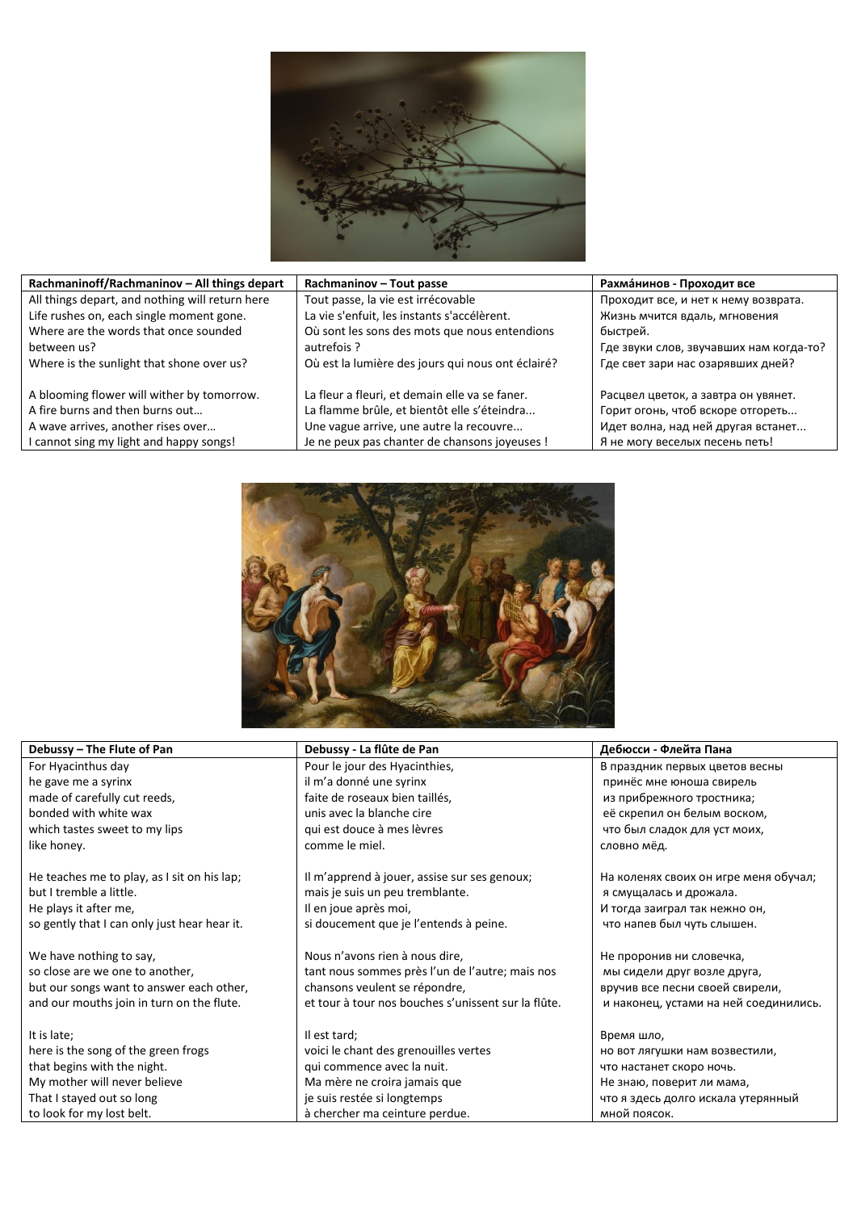| Rachmaninoff/Rachmaninov – All things depart | Rachmaninov – Tout passe | Рахма́нинов - Проходит все |
|---|---|---|
| All things depart, and nothing will return here | Tout passe, la vie est irrécovable | Проходит все, и нет к нему возврата. |
| Life rushes on, each single moment gone. | La vie s'enfuit, les instants s'accélèrent. | Жизнь мчится вдаль, мгновения быстрей. |
| Where are the words that once sounded between us? | Où sont les sons des mots que nous entendions autrefois ? | Где звуки слов, звучавших нам когда-то? |
| Where is the sunlight that shone over us? | Où est la lumière des jours qui nous ont éclairé? | Где свет зари нас озарявших дней? |
| | | |
| A blooming flower will wither by tomorrow. | La fleur a fleuri, et demain elle va se faner. | Расцвел цветок, а завтра он увянет. |
| A fire burns and then burns out… | La flamme brûle, et bientôt elle s'éteindra... | Горит огонь, чтоб вскоре отгореть... |
| A wave arrives, another rises over… | Une vague arrive, une autre la recouvre... | Идет волна, над ней другая встанет... |
| I cannot sing my light and happy songs! | Je ne peux pas chanter de chansons joyeuses ! | Я не могу веселых песень петь! |

| Debussy – The Flute of Pan | Debussy - La flûte de Pan | Дебюсси - Флейта Пана |
|---|---|---|
| For Hyacinthus day | Pour le jour des Hyacinthies, | В праздник первых цветов весны |
| he gave me a syrinx | il m'a donné une syrinx | принёс мне юноша свирель |
| made of carefully cut reeds, | faite de roseaux bien taillés, | из прибрежного тростника; |
| bonded with white wax | unis avec la blanche cire | её скрепил он белым воском, |
| which tastes sweet to my lips | qui est douce à mes lèvres | что был сладок для уст моих, |
| like honey. | comme le miel. | словно мёд. |
| | | |
| He teaches me to play, as I sit on his lap; | Il m'apprend à jouer, assise sur ses genoux; | На коленях своих он игре меня обучал; |
| but I tremble a little. | mais je suis un peu tremblante. | я смущалась и дрожала. |
| He plays it after me, | Il en joue après moi, | И тогда заиграл так нежно он, |
| so gently that I can only just hear hear it. | si doucement que je l'entends à peine. | что напев был чуть слышен. |
| | | |
| We have nothing to say, | Nous n'avons rien à nous dire, | Не проронив ни словечка, |
| so close are we one to another, | tant nous sommes près l'un de l'autre; mais nos | мы сидели друг возле друга, |
| but our songs want to answer each other, | chansons veulent se répondre, | вручив все песни своей свирели, |
| and our mouths join in turn on the flute. | et tour à tour nos bouches s'unissent sur la flûte. | и наконец, устами на ней соединились. |
| | | |
| It is late; | Il est tard; | Время шло, |
| here is the song of the green frogs | voici le chant des grenouilles vertes | но вот лягушки нам возвестили, |
| that begins with the night. | qui commence avec la nuit. | что настанет скоро ночь. |
| My mother will never believe | Ma mère ne croira jamais que | Не знаю, поверит ли мама, |
| That I stayed out so long | je suis restée si longtemps | что я здесь долго искала утерянный |
| to look for my lost belt. | à chercher ma ceinture perdue. | мной поясок. |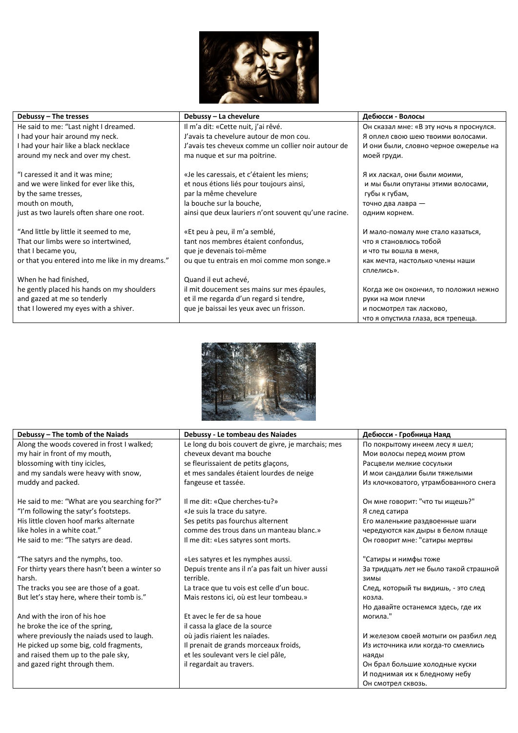| Debussy – The tresses | Debussy – La chevelure | Дебюсси - Волосы |
| --- | --- | --- |
| He said to me: "Last night I dreamed.<br>I had your hair around my neck.<br>I had your hair like a black necklace<br>around my neck and over my chest.<br><br>"I caressed it and it was mine;<br>and we were linked for ever like this,<br>by the same tresses,<br>mouth on mouth,<br>just as two laurels often share one root.<br><br>"And little by little it seemed to me,<br>That our limbs were so intertwined,<br>that I became you,<br>or that you entered into me like in my dreams."<br><br>When he had finished,<br>he gently placed his hands on my shoulders<br>and gazed at me so tenderly<br>that I lowered my eyes with a shiver. | Il m'a dit: «Cette nuit, j'ai rêvé.<br>J'avais ta chevelure autour de mon cou.<br>J'avais tes cheveux comme un collier noir autour de ma nuque et sur ma poitrine.<br><br>«Je les caressais, et c'étaient les miens;<br>et nous étions liés pour toujours ainsi,<br>par la même chevelure<br>la bouche sur la bouche,<br>ainsi que deux lauriers n'ont souvent qu'une racine.<br><br>«Et peu à peu, il m'a semblé,<br>tant nos membres étaient confondus,<br>que je devenais toi-même<br>ou que tu entrais en moi comme mon songe.»<br><br>Quand il eut achevé,<br>il mit doucement ses mains sur mes épaules,<br>et il me regarda d'un regard si tendre,<br>que je baissai les yeux avec un frisson. | Он сказал мне: «В эту ночь я проснулся.<br>Я оплел свою шею твоими волосами.<br>И они были, словно черное ожерелье на моей груди.<br><br>Я их ласкал, они были моими,<br>и мы были опутаны этими волосами,<br>губы к губам,<br>точно два лавра —<br>одним корнем.<br><br>И мало-помалу мне стало казаться,<br>что я становлюсь тобой<br>и что ты вошла в меня,<br>как мечта, настолько члены наши сплелись».<br><br>Когда же он окончил, то положил нежно руки на мои плечи<br>и посмотрел так ласково,<br>что я опустила глаза, вся трепеща. |

| Debussy – The tomb of the Naiads | Debussy - Le tombeau des Naiades | Дебюсси - Гробница Наяд |
| --- | --- | --- |
| Along the woods covered in frost I walked;<br>my hair in front of my mouth,<br>blossoming with tiny icicles,<br>and my sandals were heavy with snow,<br>muddy and packed.<br><br>He said to me: "What are you searching for?"<br>"I'm following the satyr's footsteps.<br>His little cloven hoof marks alternate<br>like holes in a white coat."<br>He said to me: "The satyrs are dead.<br><br>"The satyrs and the nymphs, too.<br>For thirty years there hasn't been a winter so harsh.<br>The tracks you see are those of a goat.<br>But let's stay here, where their tomb is."<br><br>And with the iron of his hoe<br>he broke the ice of the spring,<br>where previously the naiads used to laugh.<br>He picked up some big, cold fragments,<br>and raised them up to the pale sky,<br>and gazed right through them. | Le long du bois couvert de givre, je marchais; mes cheveux devant ma bouche<br>se fleurissaient de petits glaçons,<br>et mes sandales étaient lourdes de neige<br>fangeuse et tassée.<br><br>Il me dit: «Que cherches-tu?»<br>«Je suis la trace du satyre.<br>Ses petits pas fourchus alternent<br>comme des trous dans un manteau blanc.»<br>Il me dit: «Les satyres sont morts.<br><br>«Les satyres et les nymphes aussi.<br>Depuis trente ans il n'a pas fait un hiver aussi terrible.<br>La trace que tu vois est celle d'un bouc.<br>Mais restons ici, où est leur tombeau.»<br><br>Et avec le fer de sa houe<br>il cassa la glace de la source<br>où jadis riaient les naïades.<br>Il prenait de grands morceaux froids,<br>et les soulevant vers le ciel pâle,<br>il regardait au travers. | По покрытому инеем лесу я шел;<br>Мои волосы перед моим ртом<br>Расцвели мелкие сосульки<br>И мои сандалии были тяжелыми<br>Из клочковатого, утрамбованного снега<br><br>Он мне говорит: "что ты ищешь?"<br>Я след сатира<br>Его маленькие раздвоенные шаги<br>чередуются как дыры в белом плаще<br>Он говорит мне: "сатиры мертвы<br><br>"Сатиры и нимфы тоже<br>За тридцать лет не было такой страшной зимы<br>След, который ты видишь, - это след козла.<br>Но давайте останемся здесь, где их могила."<br><br>И железом своей мотыги он разбил лед<br>Из источника или когда-то смеялись наяды<br>Он брал большие холодные куски<br>И поднимая их к бледному небу<br>Он смотрел сквозь. |